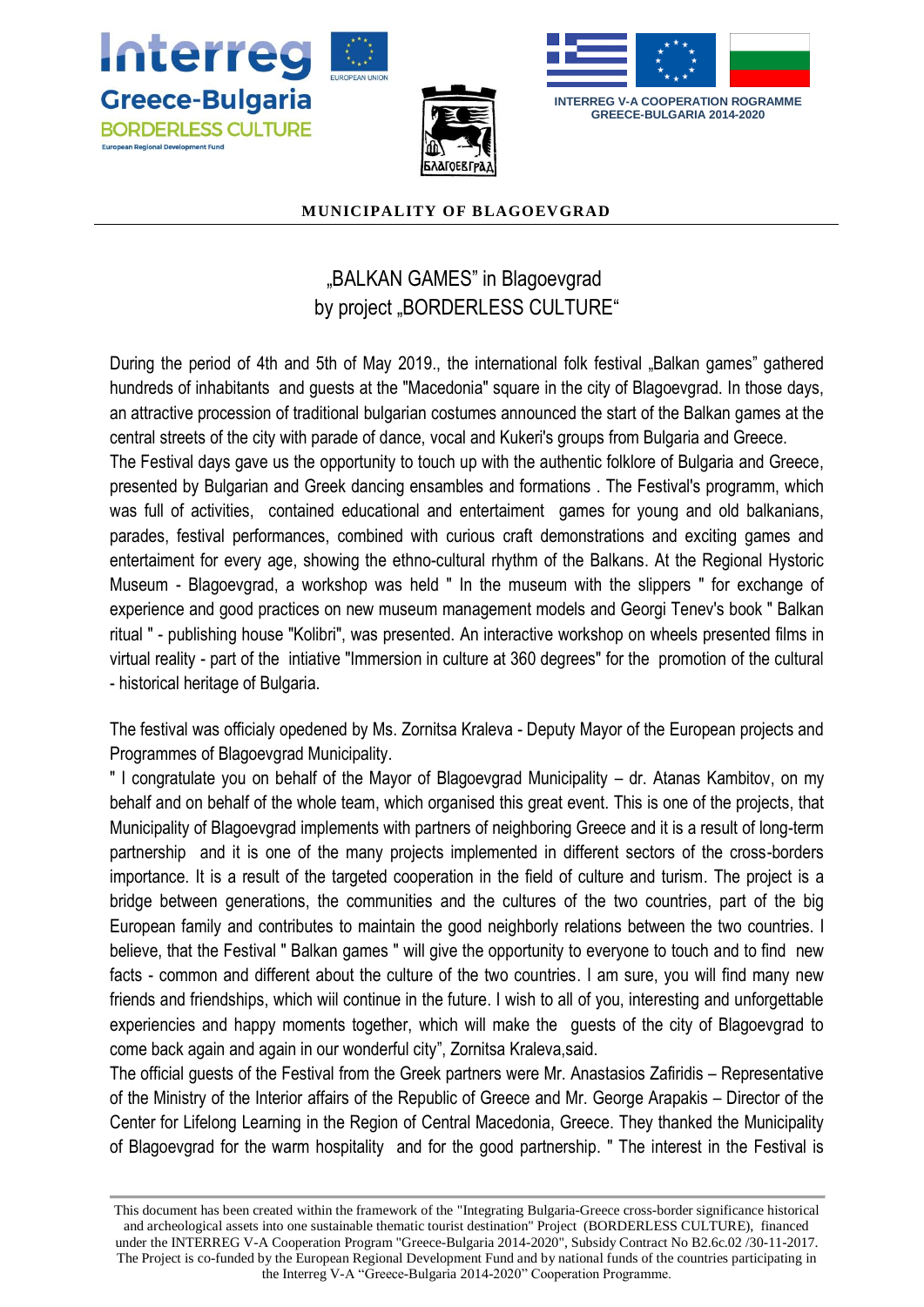Interreg Greece-Bulgaria BORDERLESS CULTURE

European Regional Development Fund

INTERREG V-A COOPERATION ROGRAMME GREECE-BULGARIA 2014-2020

**MUNICIPALITY OF BLAGOEVGRAD**

# „BALKAN GAMES" in Blagoevgrad by project „BORDERLESS CULTURE"

During the period of 4th and 5th of May 2019., the international folk festival „Balkan games" gathered hundreds of inhabitants and guests at the "Macedonia" square in the city of Blagoevgrad. In those days, an attractive procession of traditional bulgarian costumes announced the start of the Balkan games at the central streets of the city with parade of dance, vocal and Kukeri's groups from Bulgaria and Greece.

The Festival days gave us the opportunity to touch up with the authentic folklore of Bulgaria and Greece, presented by Bulgarian and Greek dancing ensambles and formations . The Festival's programm, which was full of activities, contained educational and entertaiment games for young and old balkanians, parades, festival performances, combined with curious craft demonstrations and exciting games and entertaiment for every age, showing the ethno-cultural rhythm of the Balkans. At the Regional Hystoric Museum - Blagoevgrad, a workshop was held " In the museum with the slippers " for exchange of experience and good practices on new museum management models and Georgi Tenev's book " Balkan ritual " - publishing house "Kolibri", was presented. An interactive workshop on wheels presented films in virtual reality - part of the intiative "Immersion in culture at 360 degrees" for the promotion of the cultural - historical heritage of Bulgaria.

The festival was officialy opedened by Ms. Zornitsa Kraleva - Deputy Mayor of the European projects and Programmes of Blagoevgrad Municipality.

" I congratulate you on behalf of the Mayor of Blagoevgrad Municipality – dr. Atanas Kambitov, on my behalf and on behalf of the whole team, which organised this great event. This is one of the projects, that Municipality of Blagoevgrad implements with partners of neighboring Greece and it is a result of long-term partnership and it is one of the many projects implemented in different sectors of the cross-borders importance. It is a result of the targeted cooperation in the field of culture and turism. The project is a bridge between generations, the communities and the cultures of the two countries, part of the big European family and contributes to maintain the good neighborly relations between the two countries. I believe, that the Festival " Balkan games " will give the opportunity to everyone to touch and to find new facts - common and different about the culture of the two countries. I am sure, you will find many new friends and friendships, which wiil continue in the future. I wish to all of you, interesting and unforgettable experiencies and happy moments together, which will make the guests of the city of Blagoevgrad to come back again and again in our wonderful city", Zornitsa Kraleva,said.

The official guests of the Festival from the Greek partners were Mr. Anastasios Zafiridis – Representative of the Ministry of the Interior affairs of the Republic of Greece and Mr. George Arapakis – Director of the Center for Lifelong Learning in the Region of Central Macedonia, Greece. They thanked the Municipality of Blagoevgrad for the warm hospitality and for the good partnership. " The interest in the Festival is

---

This document has been created within the framework of the "Integrating Bulgaria-Greece cross-border significance historical and archeological assets into one sustainable thematic tourist destination" Project (BORDERLESS CULTURE), financed under the INTERREG V-A Cooperation Program "Greece-Bulgaria 2014-2020", Subsidy Contract No B2.6c.02 /30-11-2017. The Project is co-funded by the European Regional Development Fund and by national funds of the countries participating in the Interreg V-A "Greece-Bulgaria 2014-2020" Cooperation Programme.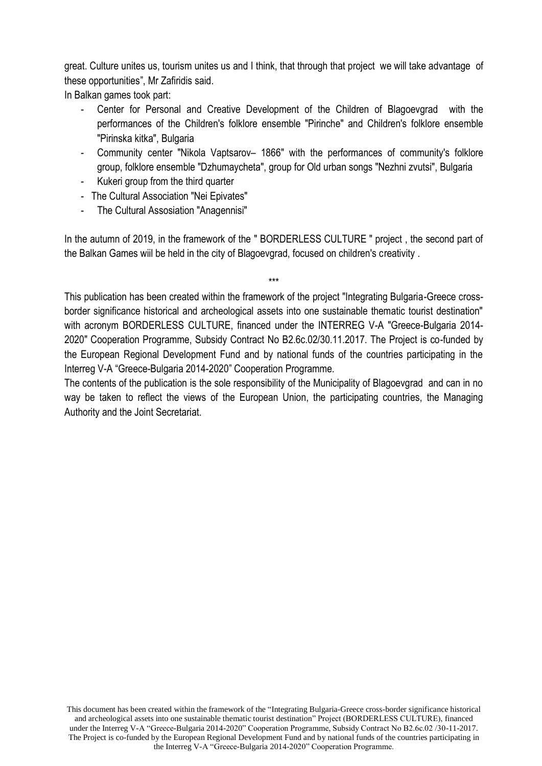great. Culture unites us, tourism unites us and I think, that through that project we will take advantage of these opportunities", Mr Zafiridis said.

In Balkan games took part:

- Center for Personal and Creative Development of the Children of Blagoevgrad with the performances of the Children's folklore ensemble "Pirinche" and Children's folklore ensemble "Pirinska kitka", Bulgaria
- Community center "Nikola Vaptsarov– 1866" with the performances of community's folklore group, folklore ensemble "Dzhumaycheta", group for Old urban songs "Nezhni zvutsi", Bulgaria
- Kukeri group from the third quarter
- The Cultural Association "Nei Epivates"
- The Cultural Assosiation "Anagennisi"

In the autumn of 2019, in the framework of the " BORDERLESS CULTURE " project , the second part of the Balkan Games wiil be held in the city of Blagoevgrad, focused on children's creativity .

***

This publication has been created within the framework of the project "Integrating Bulgaria-Greece cross-border significance historical and archeological assets into one sustainable thematic tourist destination" with acronym BORDERLESS CULTURE, financed under the INTERREG V-A "Greece-Bulgaria 2014-2020" Cooperation Programme, Subsidy Contract No B2.6c.02/30.11.2017. The Project is co-funded by the European Regional Development Fund and by national funds of the countries participating in the Interreg V-A "Greece-Bulgaria 2014-2020" Cooperation Programme.

The contents of the publication is the sole responsibility of the Municipality of Blagoevgrad and can in no way be taken to reflect the views of the European Union, the participating countries, the Managing Authority and the Joint Secretariat.